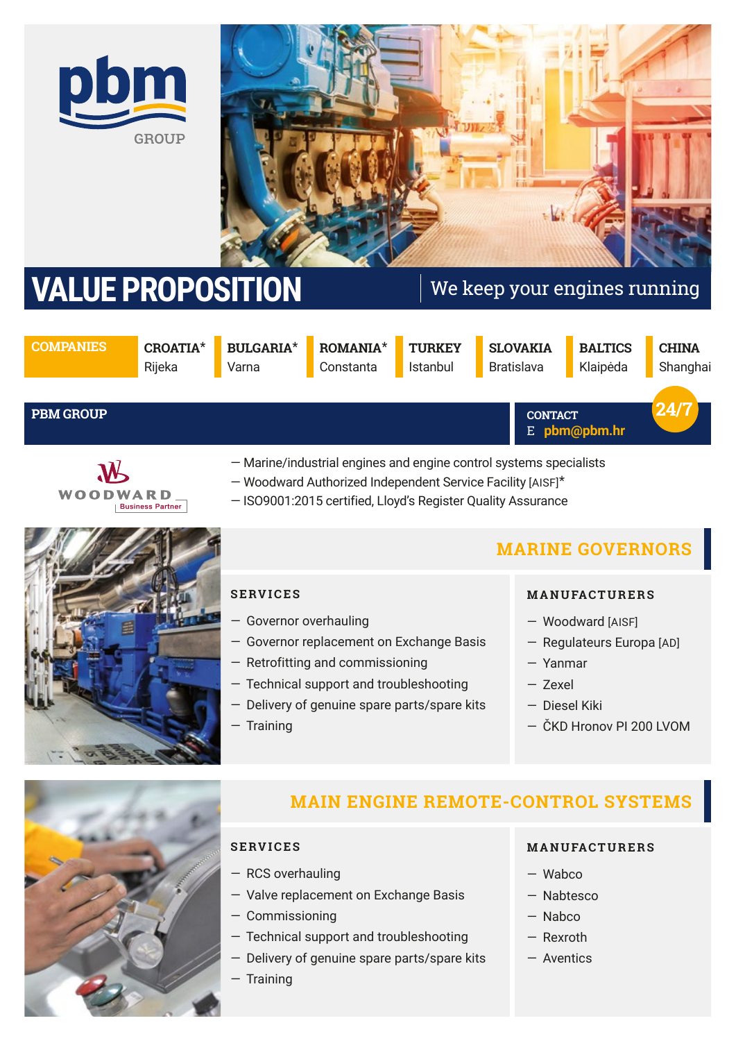pbm GROUP

# VALUE PROPOSITION

We keep your engines running

| COMPANIES | CROATIA* | BULGARIA* | ROMANIA* | TURKEY | SLOVAKIA | BALTICS | CHINA |
|---|---|---|---|---|---|---|---|
| | Rijeka | Varna | Constanta | Istanbul | Bratislava | Klaipėda | Shanghai |

## PBM GROUP

**CONTACT**
E **pbm@pbm.hr**

**24/7**

WOODWARD Business Partner

— Marine/industrial engines and engine control systems specialists
— Woodward Authorized Independent Service Facility [AISF]*
— ISO9001:2015 certified, Lloyd's Register Quality Assurance

## MARINE GOVERNORS

### SERVICES

— Governor overhauling
— Governor replacement on Exchange Basis
— Retrofitting and commissioning
— Technical support and troubleshooting
— Delivery of genuine spare parts/spare kits
— Training

### MANUFACTURERS

— Woodward [AISF]
— Regulateurs Europa [AD]
— Yanmar
— Zexel
— Diesel Kiki
— ČKD Hronov PI 200 LVOM

## MAIN ENGINE REMOTE-CONTROL SYSTEMS

### SERVICES

— RCS overhauling
— Valve replacement on Exchange Basis
— Commissioning
— Technical support and troubleshooting
— Delivery of genuine spare parts/spare kits
— Training

### MANUFACTURERS

— Wabco
— Nabtesco
— Nabco
— Rexroth
— Aventics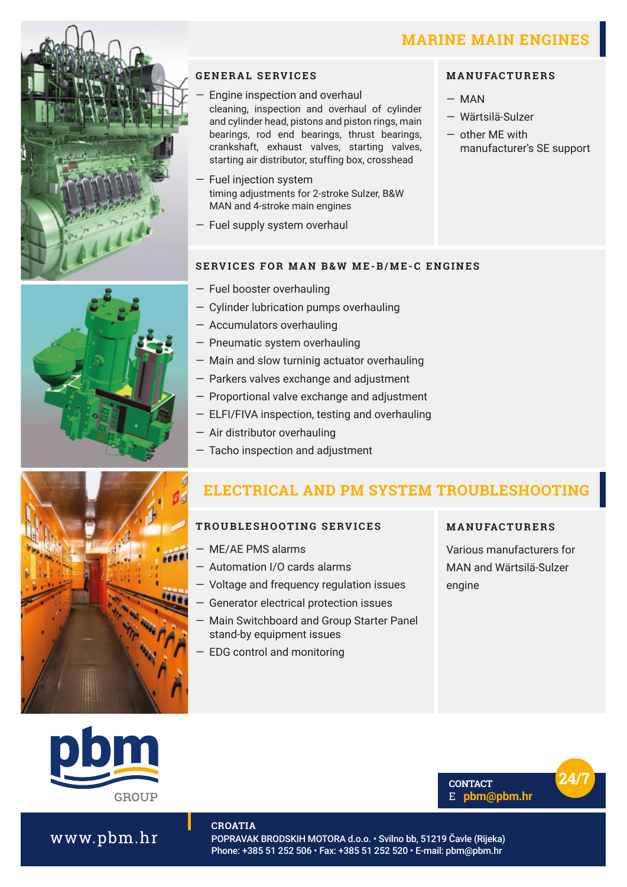# MARINE MAIN ENGINES

## GENERAL SERVICES

- Engine inspection and overhaul
  cleaning, inspection and overhaul of cylinder and cylinder head, pistons and piston rings, main bearings, rod end bearings, thrust bearings, crankshaft, exhaust valves, starting valves, starting air distributor, stuffing box, crosshead
- Fuel injection system
  timing adjustments for 2-stroke Sulzer, B&W MAN and 4-stroke main engines
- Fuel supply system overhaul

## MANUFACTURERS

- MAN
- Wärtsilä-Sulzer
- other ME with manufacturer's SE support

## SERVICES FOR MAN B&W ME-B/ME-C ENGINES

- Fuel booster overhauling
- Cylinder lubrication pumps overhauling
- Accumulators overhauling
- Pneumatic system overhauling
- Main and slow turninig actuator overhauling
- Parkers valves exchange and adjustment
- Proportional valve exchange and adjustment
- ELFI/FIVA inspection, testing and overhauling
- Air distributor overhauling
- Tacho inspection and adjustment

# ELECTRICAL AND PM SYSTEM TROUBLESHOOTING

## TROUBLESHOOTING SERVICES

- ME/AE PMS alarms
- Automation I/O cards alarms
- Voltage and frequency regulation issues
- Generator electrical protection issues
- Main Switchboard and Group Starter Panel stand-by equipment issues
- EDG control and monitoring

## MANUFACTURERS

Various manufacturers for MAN and Wärtsilä-Sulzer engine

pbm GROUP

CONTACT
E pbm@pbm.hr
24/7

www.pbm.hr

**CROATIA**
POPRAVAK BRODSKIH MOTORA d.o.o. • Svilno bb, 51219 Čavle (Rijeka)
Phone: +385 51 252 506 • Fax: +385 51 252 520 • E-mail: pbm@pbm.hr